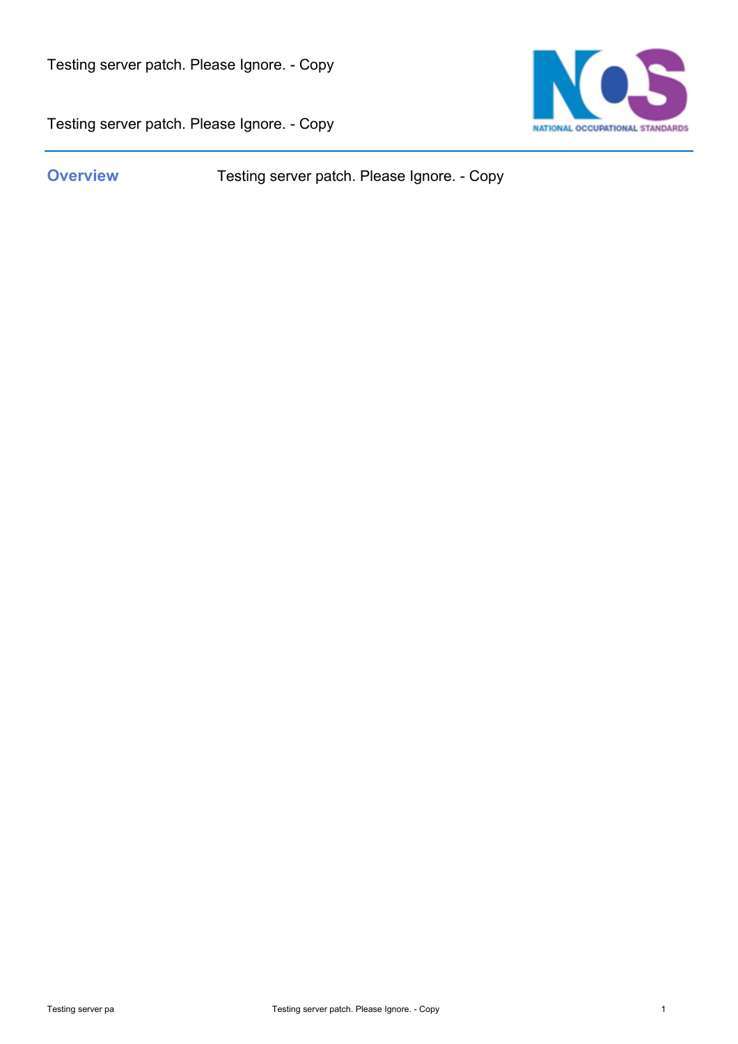Testing server patch. Please Ignore. - Copy

Testing server patch. Please Ignore. - Copy

## Overview

Testing server patch. Please Ignore. - Copy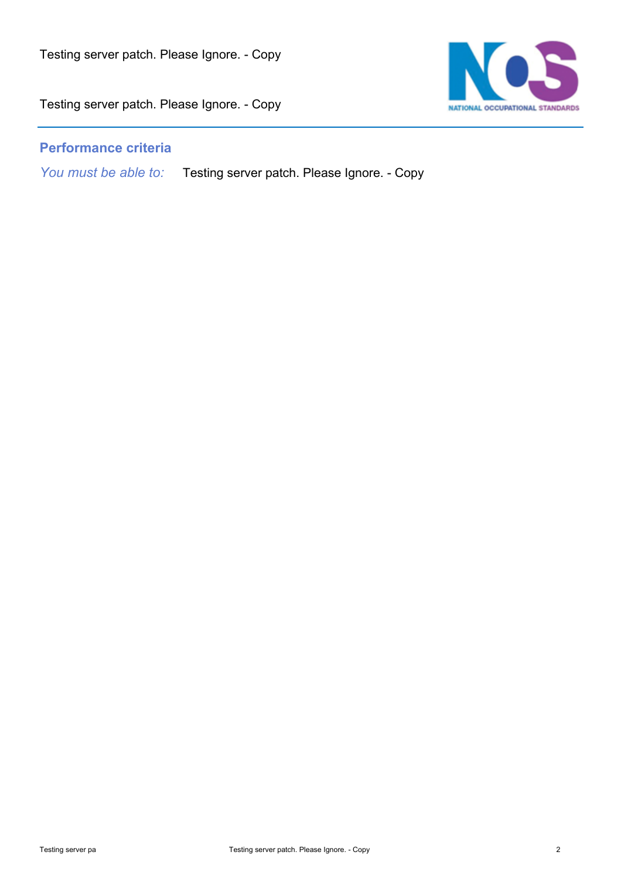## Performance criteria

*You must be able to:* Testing server patch. Please Ignore. - Copy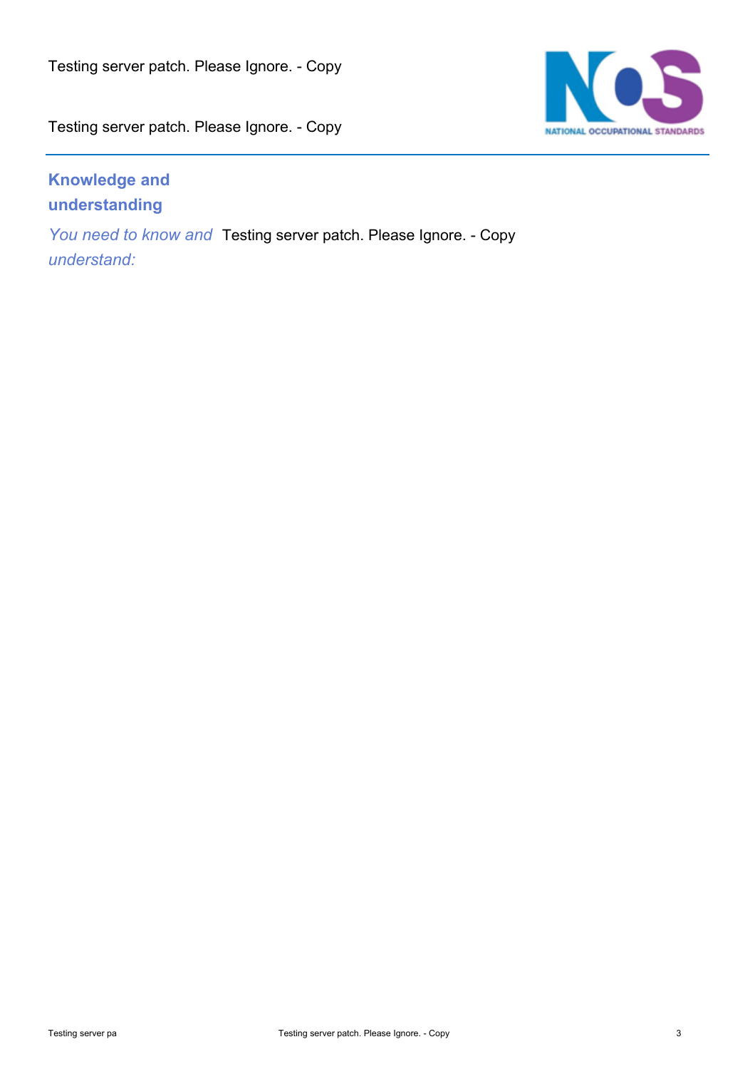## Knowledge and understanding

| | |
|---|---|
| *You need to know and understand:* | Testing server patch. Please Ignore. - Copy |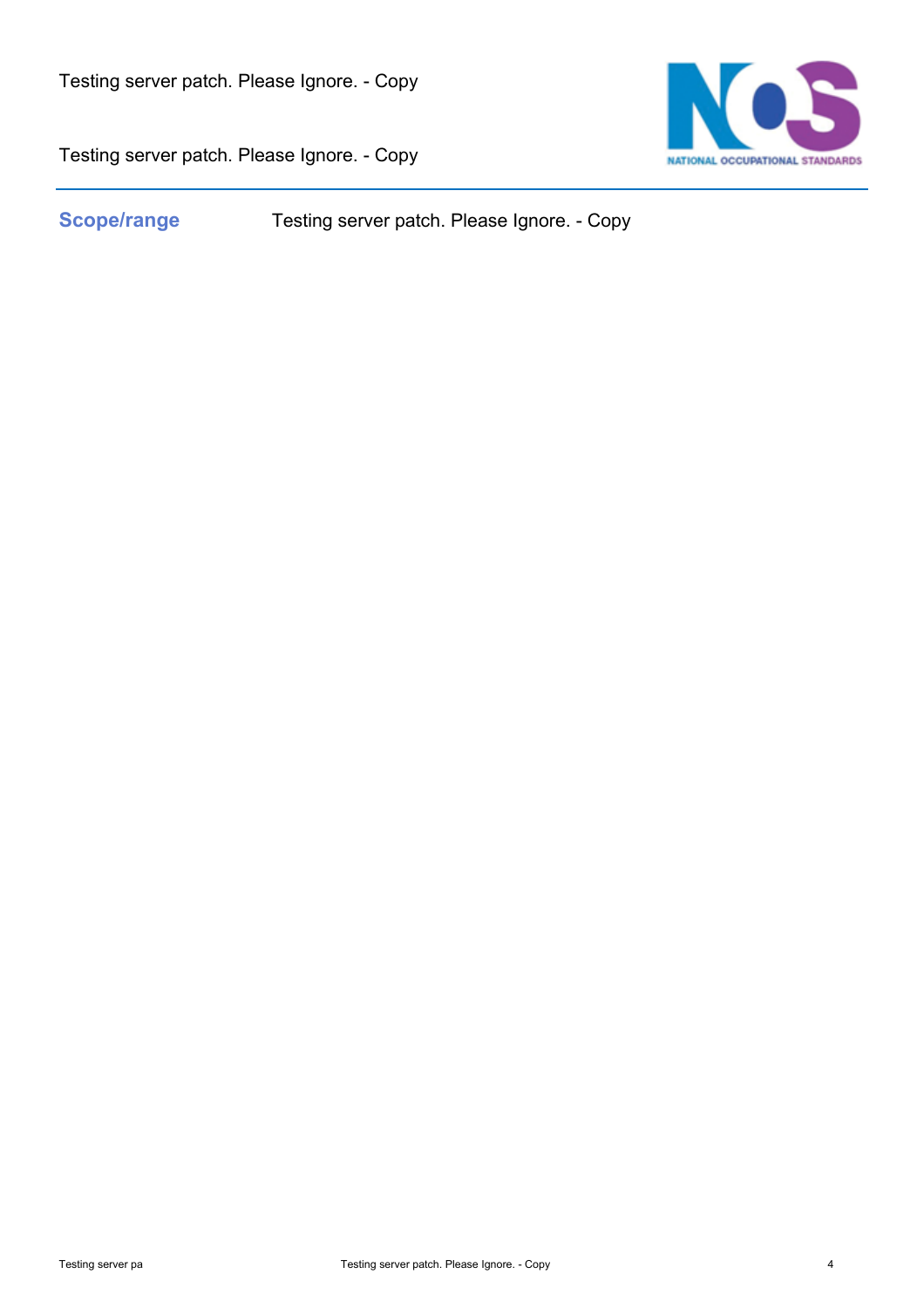Testing server patch. Please Ignore. - Copy

Testing server patch. Please Ignore. - Copy

| **Scope/range** | Testing server patch. Please Ignore. - Copy |
|---|---|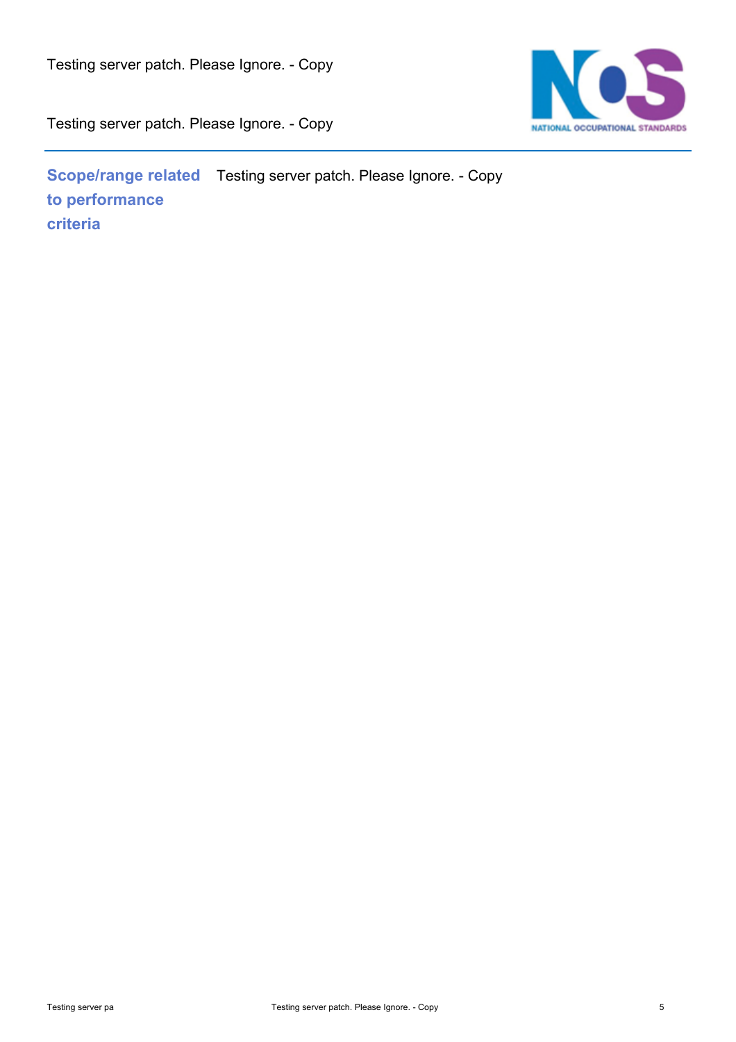| Scope/range related to performance criteria | Testing server patch. Please Ignore. - Copy |
| --- | --- |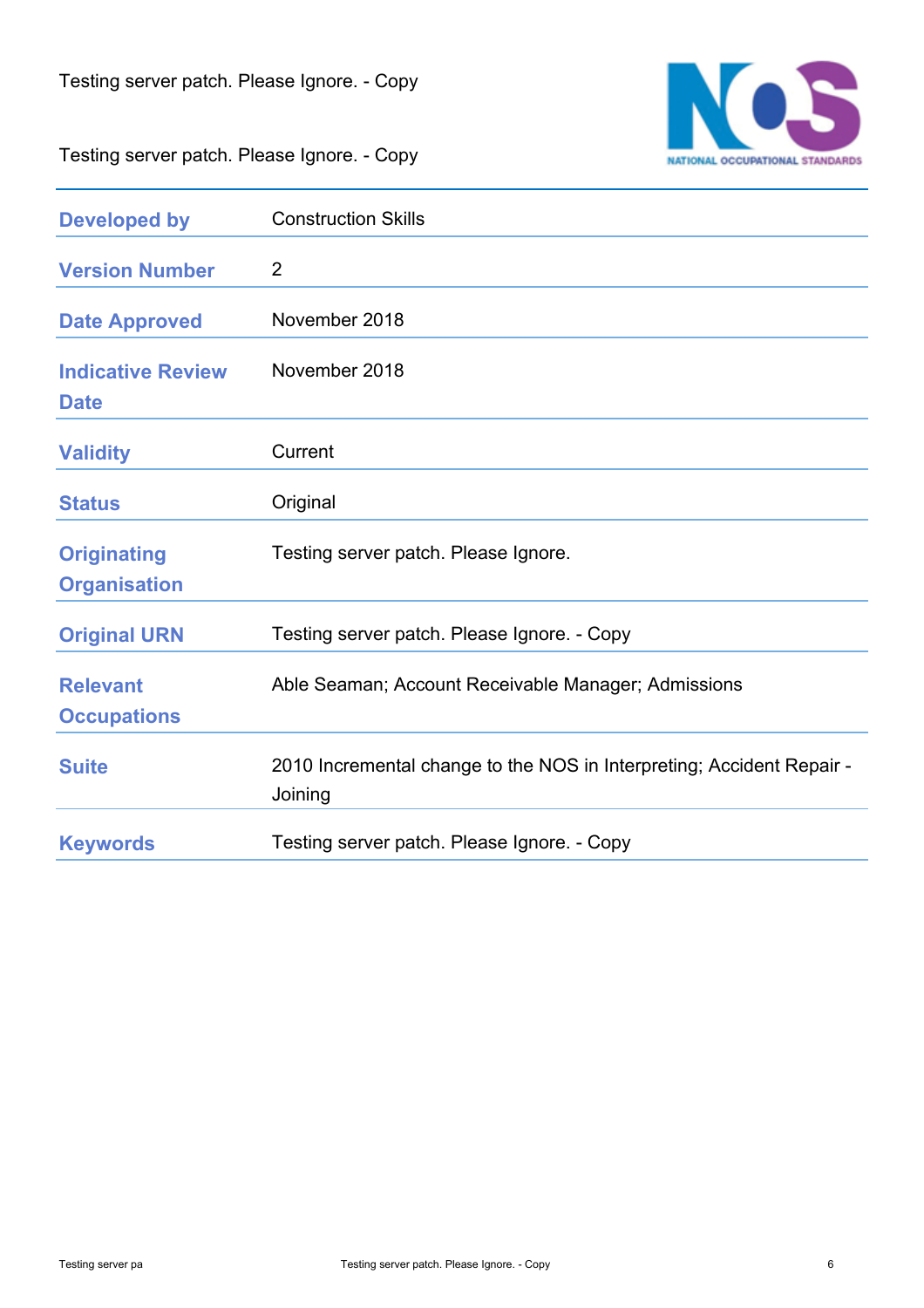Testing server patch. Please Ignore. - Copy

Testing server patch. Please Ignore. - Copy

| | |
|---|---|
| **Developed by** | Construction Skills |
| **Version Number** | 2 |
| **Date Approved** | November 2018 |
| **Indicative Review Date** | November 2018 |
| **Validity** | Current |
| **Status** | Original |
| **Originating Organisation** | Testing server patch. Please Ignore. |
| **Original URN** | Testing server patch. Please Ignore. - Copy |
| **Relevant Occupations** | Able Seaman; Account Receivable Manager; Admissions |
| **Suite** | 2010 Incremental change to the NOS in Interpreting; Accident Repair - Joining |
| **Keywords** | Testing server patch. Please Ignore. - Copy |